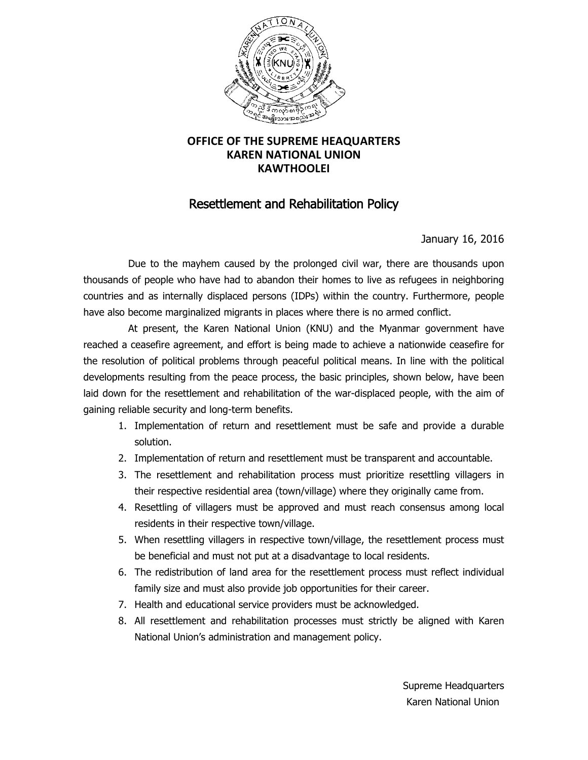**OFFICE OF THE SUPREME HEAQUARTERS**
**KAREN NATIONAL UNION**
**KAWTHOOLEI**

# Resettlement and Rehabilitation Policy

January 16, 2016

Due to the mayhem caused by the prolonged civil war, there are thousands upon thousands of people who have had to abandon their homes to live as refugees in neighboring countries and as internally displaced persons (IDPs) within the country. Furthermore, people have also become marginalized migrants in places where there is no armed conflict.

At present, the Karen National Union (KNU) and the Myanmar government have reached a ceasefire agreement, and effort is being made to achieve a nationwide ceasefire for the resolution of political problems through peaceful political means. In line with the political developments resulting from the peace process, the basic principles, shown below, have been laid down for the resettlement and rehabilitation of the war-displaced people, with the aim of gaining reliable security and long-term benefits.

1. Implementation of return and resettlement must be safe and provide a durable solution.
2. Implementation of return and resettlement must be transparent and accountable.
3. The resettlement and rehabilitation process must prioritize resettling villagers in their respective residential area (town/village) where they originally came from.
4. Resettling of villagers must be approved and must reach consensus among local residents in their respective town/village.
5. When resettling villagers in respective town/village, the resettlement process must be beneficial and must not put at a disadvantage to local residents.
6. The redistribution of land area for the resettlement process must reflect individual family size and must also provide job opportunities for their career.
7. Health and educational service providers must be acknowledged.
8. All resettlement and rehabilitation processes must strictly be aligned with Karen National Union's administration and management policy.

Supreme Headquarters
Karen National Union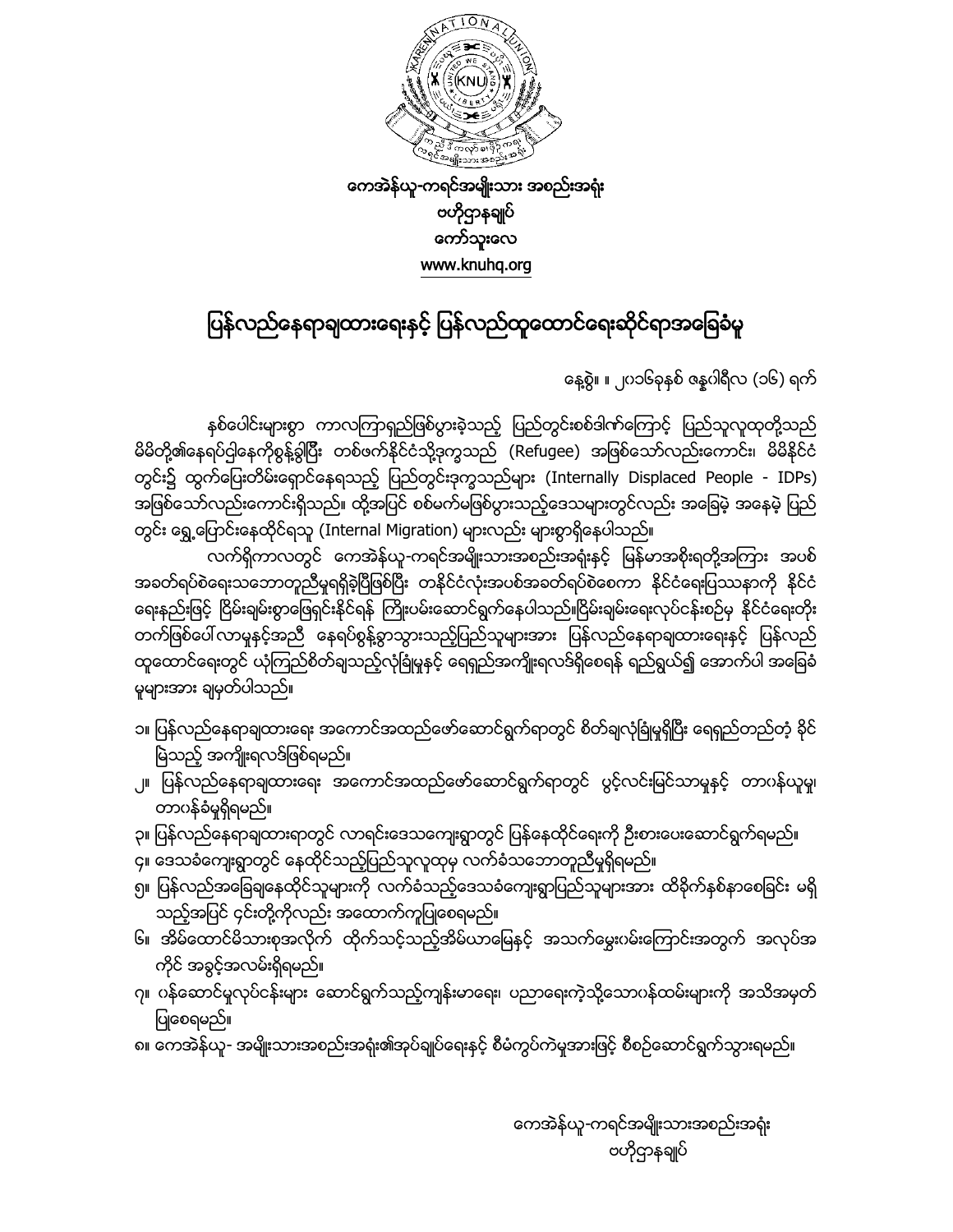**ကေအဲန်ယူ-ကရင်အမျိုးသား အစည်းအရုံး**
**ဗဟိုဌာနချုပ်**
**ကော်သူးလေ**
**www.knuhq.org**

# ပြန်လည်နေရာချထားရေးနှင့် ပြန်လည်ထူထောင်ရေးဆိုင်ရာအခြေခံမူ

နေ့စွဲ။ ။ ၂၀၁၆ခုနှစ် ဇန္နဝါရီလ (၁၆) ရက်

နှစ်ပေါင်းများစွာ ကာလကြာရှည်ဖြစ်ပွားခဲ့သည့် ပြည်တွင်းစစ်ဒါဏ်ကြောင့် ပြည်သူလူထုတို့သည် မိမိတို့၏နေရပ်ဌါနေကိုစွန့်ခွါပြီး တစ်ဖက်နိုင်ငံသို့ဒုက္ခသည် (Refugee) အဖြစ်သော်လည်းကောင်း၊ မိမိနိုင်ငံတွင်း၌ ထွက်ပြေးတိမ်းရှောင်နေရသည့် ပြည်တွင်းဒုက္ခသည်များ (Internally Displaced People - IDPs) အဖြစ်သော်လည်းကောင်းရှိသည်။ ထို့အပြင် စစ်မက်မဖြစ်ပွားသည့်ဒေသများတွင်လည်း အခြေမဲ့ အနေမဲ့ ပြည်တွင်း ရွှေ့ပြောင်းနေထိုင်ရသူ (Internal Migration) များလည်း များစွာရှိနေပါသည်။

လက်ရှိကာလတွင် ကေအဲန်ယူ-ကရင်အမျိုးသားအစည်းအရုံးနှင့် မြန်မာအစိုးရတို့အကြား အပစ်အခတ်ရပ်စဲရေးသဘောတူညီမှုရရှိခဲ့ပြီဖြစ်ပြီး တနိုင်ငံလုံးအပစ်အခတ်ရပ်စဲစေကာ နိုင်ငံရေးပြဿနာကို နိုင်ငံရေးနည်းဖြင့် ငြိမ်းချမ်းစွာဖြေရှင်းနိုင်ရန် ကြိုးပမ်းဆောင်ရွက်နေပါသည်။ငြိမ်းချမ်းရေးလုပ်ငန်းစဉ်မှ နိုင်ငံရေးတိုးတက်ဖြစ်ပေါ်လာမှုနှင့်အညီ နေရပ်စွန့်ခွာသွားသည့်ပြည်သူများအား ပြန်လည်နေရာချထားရေးနှင့် ပြန်လည်ထူထောင်ရေးတွင် ယုံကြည်စိတ်ချသည့်လုံခြုံမှုနှင့် ရေရှည်အကျိုးရလဒ်ရှိစေရန် ရည်ရွယ်၍ အောက်ပါ အခြေခံမူများအား ချမှတ်ပါသည်။

၁။ ပြန်လည်နေရာချထားရေး အကောင်အထည်ဖော်ဆောင်ရွက်ရာတွင် စိတ်ချလုံခြုံမှုရှိပြီး ရေရှည်တည်တံ့ ခိုင်မြဲသည့် အကျိုးရလဒ်ဖြစ်ရမည်။
၂။ ပြန်လည်နေရာချထားရေး အကောင်အထည်ဖော်ဆောင်ရွက်ရာတွင် ပွင့်လင်းမြင်သာမှုနှင့် တာဝန်ယူမှု၊ တာဝန်ခံမှုရှိရမည်။
၃။ ပြန်လည်နေရာချထားရာတွင် လာရင်းဒေသကျေးရွာတွင် ပြန်နေထိုင်ရေးကို ဦးစားပေးဆောင်ရွက်ရမည်။
၄။ ဒေသခံကျေးရွာတွင် နေထိုင်သည့်ပြည်သူလူထုမှ လက်ခံသဘောတူညီမှုရှိရမည်။
၅။ ပြန်လည်အခြေချနေထိုင်သူများကို လက်ခံသည့်ဒေသခံကျေးရွာပြည်သူများအား ထိခိုက်နစ်နာစေခြင်း မရှိသည့်အပြင် ၎င်းတို့ကိုလည်း အထောက်ကူပြုစေရမည်။
၆။ အိမ်ထောင်မိသားစုအလိုက် ထိုက်သင့်သည့်အိမ်ယာမြေနှင့် အသက်မွေးဝမ်းကြောင်းအတွက် အလုပ်အကိုင် အခွင့်အလမ်းရှိရမည်။
၇။ ဝန်ဆောင်မှုလုပ်ငန်းများ ဆောင်ရွက်သည့်ကျန်းမာရေး၊ ပညာရေးကဲ့သို့သောဝန်ထမ်းများကို အသိအမှတ်ပြုစေရမည်။
၈။ ကေအဲန်ယူ- အမျိုးသားအစည်းအရုံး၏အုပ်ချုပ်ရေးနှင့် စီမံကွပ်ကဲမှုအားဖြင့် စီစဉ်ဆောင်ရွက်သွားရမည်။

ကေအဲန်ယူ-ကရင်အမျိုးသားအစည်းအရုံး
ဗဟိုဌာနချုပ်